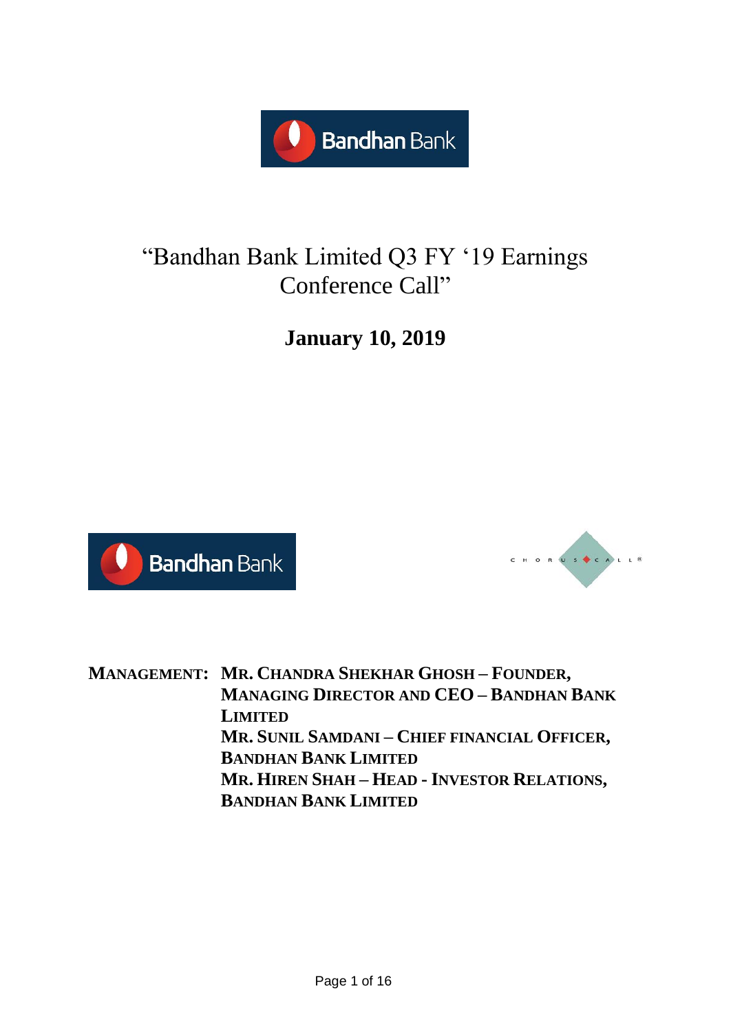# "Bandhan Bank Limited Q3 FY '19 Earnings Conference Call"

**January 10, 2019**

**MANAGEMENT:** **MR. CHANDRA SHEKHAR GHOSH – FOUNDER, MANAGING DIRECTOR AND CEO – BANDHAN BANK LIMITED**
**MR. SUNIL SAMDANI – CHIEF FINANCIAL OFFICER, BANDHAN BANK LIMITED**
**MR. HIREN SHAH – HEAD - INVESTOR RELATIONS, BANDHAN BANK LIMITED**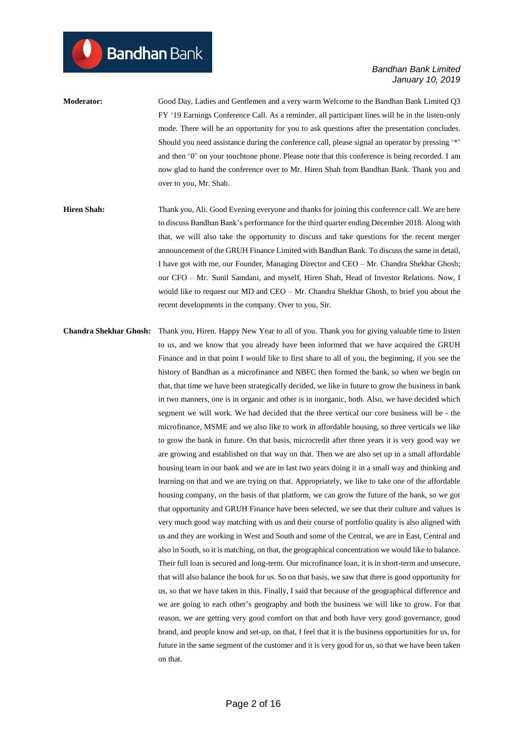**Moderator:** Good Day, Ladies and Gentlemen and a very warm Welcome to the Bandhan Bank Limited Q3 FY '19 Earnings Conference Call. As a reminder, all participant lines will be in the listen-only mode. There will be an opportunity for you to ask questions after the presentation concludes. Should you need assistance during the conference call, please signal an operator by pressing '*' and then '0' on your touchtone phone. Please note that this conference is being recorded. I am now glad to hand the conference over to Mr. Hiren Shah from Bandhan Bank. Thank you and over to you, Mr. Shah.

**Hiren Shah:** Thank you, Ali. Good Evening everyone and thanks for joining this conference call. We are here to discuss Bandhan Bank's performance for the third quarter ending December 2018. Along with that, we will also take the opportunity to discuss and take questions for the recent merger announcement of the GRUH Finance Limited with Bandhan Bank. To discuss the same in detail, I have got with me, our Founder, Managing Director and CEO – Mr. Chandra Shekhar Ghosh; our CFO – Mr. Sunil Samdani, and myself, Hiren Shah, Head of Investor Relations. Now, I would like to request our MD and CEO – Mr. Chandra Shekhar Ghosh, to brief you about the recent developments in the company. Over to you, Sir.

**Chandra Shekhar Ghosh:** Thank you, Hiren. Happy New Year to all of you. Thank you for giving valuable time to listen to us, and we know that you already have been informed that we have acquired the GRUH Finance and in that point I would like to first share to all of you, the beginning, if you see the history of Bandhan as a microfinance and NBFC then formed the bank, so when we begin on that, that time we have been strategically decided, we like in future to grow the business in bank in two manners, one is in organic and other is in inorganic, both. Also, we have decided which segment we will work. We had decided that the three vertical our core business will be - the microfinance, MSME and we also like to work in affordable housing, so three verticals we like to grow the bank in future. On that basis, microcredit after three years it is very good way we are growing and established on that way on that. Then we are also set up in a small affordable housing team in our bank and we are in last two years doing it in a small way and thinking and learning on that and we are trying on that. Appropriately, we like to take one of the affordable housing company, on the basis of that platform, we can grow the future of the bank, so we got that opportunity and GRUH Finance have been selected, we see that their culture and values is very much good way matching with us and their course of portfolio quality is also aligned with us and they are working in West and South and some of the Central, we are in East, Central and also in South, so it is matching, on that, the geographical concentration we would like to balance. Their full loan is secured and long-term. Our microfinance loan, it is in short-term and unsecure, that will also balance the book for us. So on that basis, we saw that there is good opportunity for us, so that we have taken in this. Finally, I said that because of the geographical difference and we are going to each other's geography and both the business we will like to grow. For that reason, we are getting very good comfort on that and both have very good governance, good brand, and people know and set-up, on that, I feel that it is the business opportunities for us, for future in the same segment of the customer and it is very good for us, so that we have been taken on that.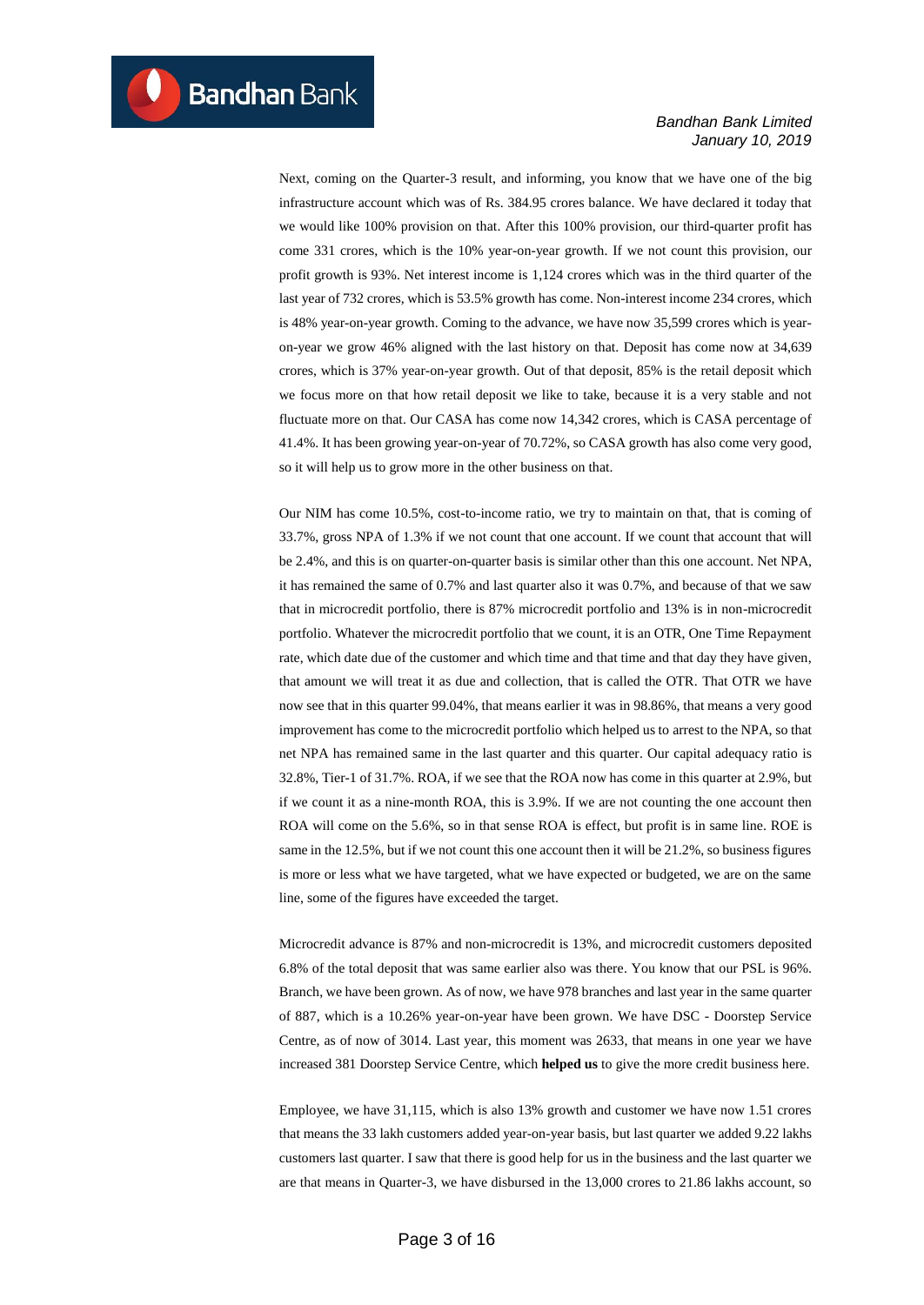Next, coming on the Quarter-3 result, and informing, you know that we have one of the big infrastructure account which was of Rs. 384.95 crores balance. We have declared it today that we would like 100% provision on that. After this 100% provision, our third-quarter profit has come 331 crores, which is the 10% year-on-year growth. If we not count this provision, our profit growth is 93%. Net interest income is 1,124 crores which was in the third quarter of the last year of 732 crores, which is 53.5% growth has come. Non-interest income 234 crores, which is 48% year-on-year growth. Coming to the advance, we have now 35,599 crores which is year-on-year we grow 46% aligned with the last history on that. Deposit has come now at 34,639 crores, which is 37% year-on-year growth. Out of that deposit, 85% is the retail deposit which we focus more on that how retail deposit we like to take, because it is a very stable and not fluctuate more on that. Our CASA has come now 14,342 crores, which is CASA percentage of 41.4%. It has been growing year-on-year of 70.72%, so CASA growth has also come very good, so it will help us to grow more in the other business on that.

Our NIM has come 10.5%, cost-to-income ratio, we try to maintain on that, that is coming of 33.7%, gross NPA of 1.3% if we not count that one account. If we count that account that will be 2.4%, and this is on quarter-on-quarter basis is similar other than this one account. Net NPA, it has remained the same of 0.7% and last quarter also it was 0.7%, and because of that we saw that in microcredit portfolio, there is 87% microcredit portfolio and 13% is in non-microcredit portfolio. Whatever the microcredit portfolio that we count, it is an OTR, One Time Repayment rate, which date due of the customer and which time and that time and that day they have given, that amount we will treat it as due and collection, that is called the OTR. That OTR we have now see that in this quarter 99.04%, that means earlier it was in 98.86%, that means a very good improvement has come to the microcredit portfolio which helped us to arrest to the NPA, so that net NPA has remained same in the last quarter and this quarter. Our capital adequacy ratio is 32.8%, Tier-1 of 31.7%. ROA, if we see that the ROA now has come in this quarter at 2.9%, but if we count it as a nine-month ROA, this is 3.9%. If we are not counting the one account then ROA will come on the 5.6%, so in that sense ROA is effect, but profit is in same line. ROE is same in the 12.5%, but if we not count this one account then it will be 21.2%, so business figures is more or less what we have targeted, what we have expected or budgeted, we are on the same line, some of the figures have exceeded the target.

Microcredit advance is 87% and non-microcredit is 13%, and microcredit customers deposited 6.8% of the total deposit that was same earlier also was there. You know that our PSL is 96%. Branch, we have been grown. As of now, we have 978 branches and last year in the same quarter of 887, which is a 10.26% year-on-year have been grown. We have DSC - Doorstep Service Centre, as of now of 3014. Last year, this moment was 2633, that means in one year we have increased 381 Doorstep Service Centre, which **helped us** to give the more credit business here.

Employee, we have 31,115, which is also 13% growth and customer we have now 1.51 crores that means the 33 lakh customers added year-on-year basis, but last quarter we added 9.22 lakhs customers last quarter. I saw that there is good help for us in the business and the last quarter we are that means in Quarter-3, we have disbursed in the 13,000 crores to 21.86 lakhs account, so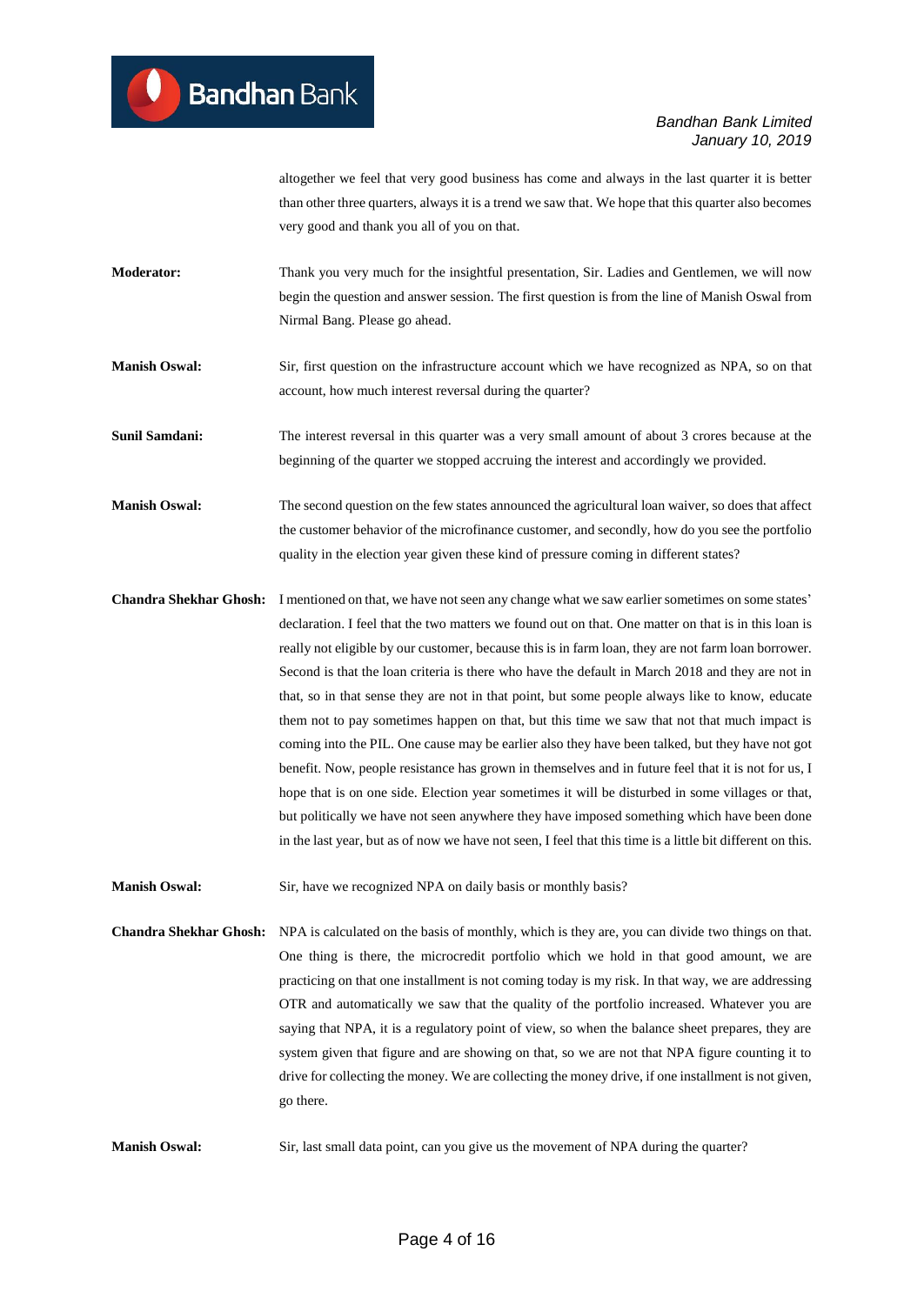altogether we feel that very good business has come and always in the last quarter it is better than other three quarters, always it is a trend we saw that. We hope that this quarter also becomes very good and thank you all of you on that.

**Moderator:** Thank you very much for the insightful presentation, Sir. Ladies and Gentlemen, we will now begin the question and answer session. The first question is from the line of Manish Oswal from Nirmal Bang. Please go ahead.

**Manish Oswal:** Sir, first question on the infrastructure account which we have recognized as NPA, so on that account, how much interest reversal during the quarter?

**Sunil Samdani:** The interest reversal in this quarter was a very small amount of about 3 crores because at the beginning of the quarter we stopped accruing the interest and accordingly we provided.

**Manish Oswal:** The second question on the few states announced the agricultural loan waiver, so does that affect the customer behavior of the microfinance customer, and secondly, how do you see the portfolio quality in the election year given these kind of pressure coming in different states?

**Chandra Shekhar Ghosh:** I mentioned on that, we have not seen any change what we saw earlier sometimes on some states' declaration. I feel that the two matters we found out on that. One matter on that is in this loan is really not eligible by our customer, because this is in farm loan, they are not farm loan borrower. Second is that the loan criteria is there who have the default in March 2018 and they are not in that, so in that sense they are not in that point, but some people always like to know, educate them not to pay sometimes happen on that, but this time we saw that not that much impact is coming into the PIL. One cause may be earlier also they have been talked, but they have not got benefit. Now, people resistance has grown in themselves and in future feel that it is not for us, I hope that is on one side. Election year sometimes it will be disturbed in some villages or that, but politically we have not seen anywhere they have imposed something which have been done in the last year, but as of now we have not seen, I feel that this time is a little bit different on this.

**Manish Oswal:** Sir, have we recognized NPA on daily basis or monthly basis?

**Chandra Shekhar Ghosh:** NPA is calculated on the basis of monthly, which is they are, you can divide two things on that. One thing is there, the microcredit portfolio which we hold in that good amount, we are practicing on that one installment is not coming today is my risk. In that way, we are addressing OTR and automatically we saw that the quality of the portfolio increased. Whatever you are saying that NPA, it is a regulatory point of view, so when the balance sheet prepares, they are system given that figure and are showing on that, so we are not that NPA figure counting it to drive for collecting the money. We are collecting the money drive, if one installment is not given, go there.

**Manish Oswal:** Sir, last small data point, can you give us the movement of NPA during the quarter?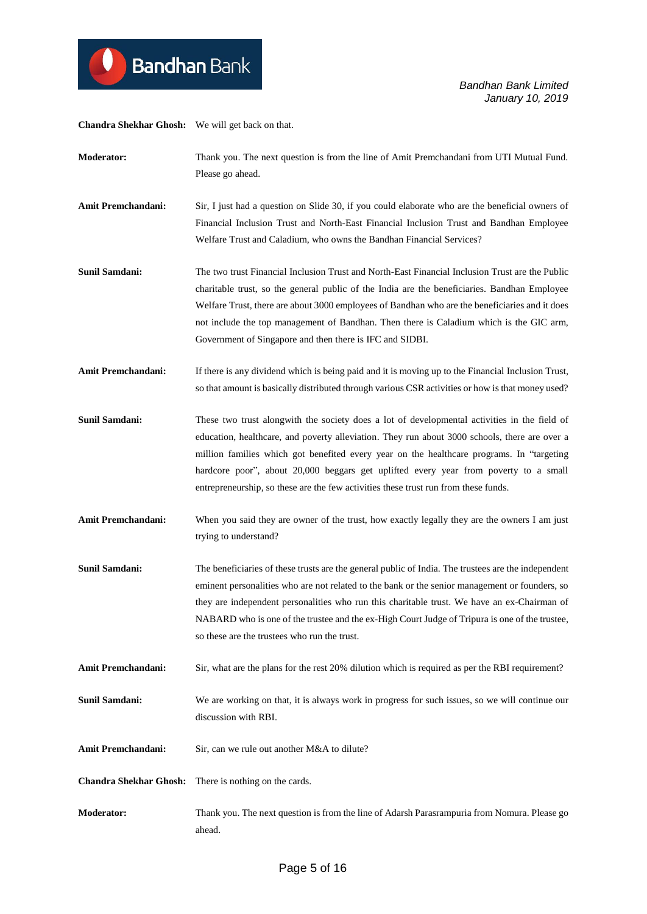**Chandra Shekhar Ghosh:** We will get back on that.

**Moderator:** Thank you. The next question is from the line of Amit Premchandani from UTI Mutual Fund. Please go ahead.

**Amit Premchandani:** Sir, I just had a question on Slide 30, if you could elaborate who are the beneficial owners of Financial Inclusion Trust and North-East Financial Inclusion Trust and Bandhan Employee Welfare Trust and Caladium, who owns the Bandhan Financial Services?

**Sunil Samdani:** The two trust Financial Inclusion Trust and North-East Financial Inclusion Trust are the Public charitable trust, so the general public of the India are the beneficiaries. Bandhan Employee Welfare Trust, there are about 3000 employees of Bandhan who are the beneficiaries and it does not include the top management of Bandhan. Then there is Caladium which is the GIC arm, Government of Singapore and then there is IFC and SIDBI.

**Amit Premchandani:** If there is any dividend which is being paid and it is moving up to the Financial Inclusion Trust, so that amount is basically distributed through various CSR activities or how is that money used?

**Sunil Samdani:** These two trust alongwith the society does a lot of developmental activities in the field of education, healthcare, and poverty alleviation. They run about 3000 schools, there are over a million families which got benefited every year on the healthcare programs. In "targeting hardcore poor", about 20,000 beggars get uplifted every year from poverty to a small entrepreneurship, so these are the few activities these trust run from these funds.

**Amit Premchandani:** When you said they are owner of the trust, how exactly legally they are the owners I am just trying to understand?

**Sunil Samdani:** The beneficiaries of these trusts are the general public of India. The trustees are the independent eminent personalities who are not related to the bank or the senior management or founders, so they are independent personalities who run this charitable trust. We have an ex-Chairman of NABARD who is one of the trustee and the ex-High Court Judge of Tripura is one of the trustee, so these are the trustees who run the trust.

**Amit Premchandani:** Sir, what are the plans for the rest 20% dilution which is required as per the RBI requirement?

**Sunil Samdani:** We are working on that, it is always work in progress for such issues, so we will continue our discussion with RBI.

**Amit Premchandani:** Sir, can we rule out another M&A to dilute?

**Chandra Shekhar Ghosh:** There is nothing on the cards.

**Moderator:** Thank you. The next question is from the line of Adarsh Parasrampuria from Nomura. Please go ahead.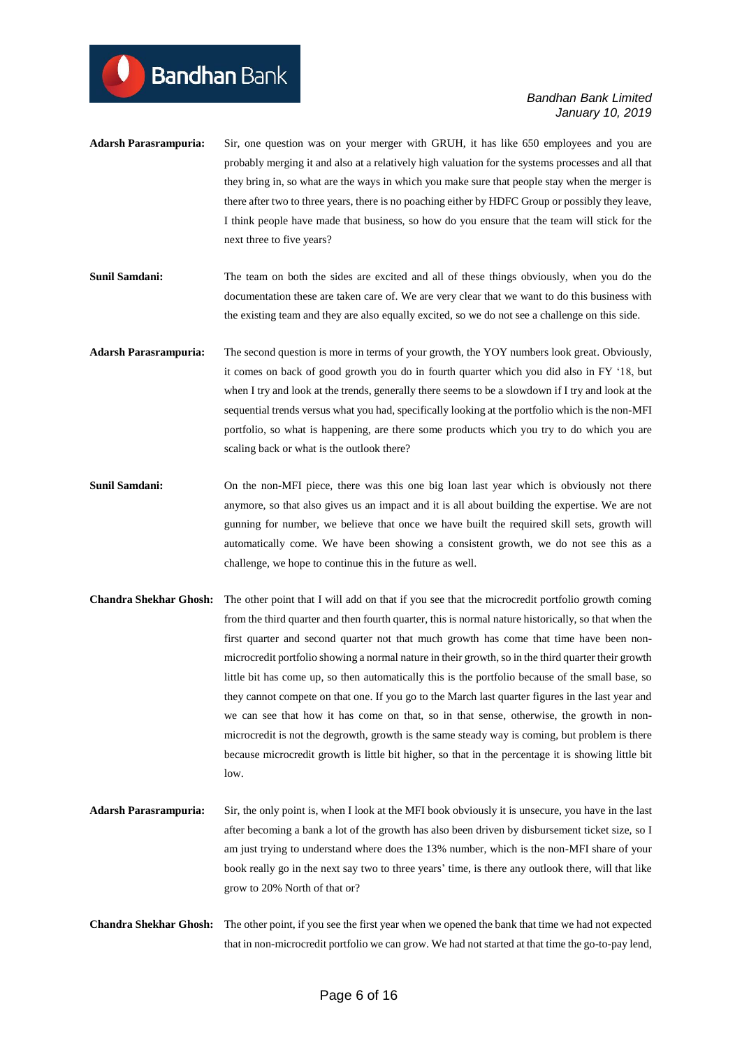**Adarsh Parasrampuria:** Sir, one question was on your merger with GRUH, it has like 650 employees and you are probably merging it and also at a relatively high valuation for the systems processes and all that they bring in, so what are the ways in which you make sure that people stay when the merger is there after two to three years, there is no poaching either by HDFC Group or possibly they leave, I think people have made that business, so how do you ensure that the team will stick for the next three to five years?

**Sunil Samdani:** The team on both the sides are excited and all of these things obviously, when you do the documentation these are taken care of. We are very clear that we want to do this business with the existing team and they are also equally excited, so we do not see a challenge on this side.

**Adarsh Parasrampuria:** The second question is more in terms of your growth, the YOY numbers look great. Obviously, it comes on back of good growth you do in fourth quarter which you did also in FY '18, but when I try and look at the trends, generally there seems to be a slowdown if I try and look at the sequential trends versus what you had, specifically looking at the portfolio which is the non-MFI portfolio, so what is happening, are there some products which you try to do which you are scaling back or what is the outlook there?

**Sunil Samdani:** On the non-MFI piece, there was this one big loan last year which is obviously not there anymore, so that also gives us an impact and it is all about building the expertise. We are not gunning for number, we believe that once we have built the required skill sets, growth will automatically come. We have been showing a consistent growth, we do not see this as a challenge, we hope to continue this in the future as well.

**Chandra Shekhar Ghosh:** The other point that I will add on that if you see that the microcredit portfolio growth coming from the third quarter and then fourth quarter, this is normal nature historically, so that when the first quarter and second quarter not that much growth has come that time have been non-microcredit portfolio showing a normal nature in their growth, so in the third quarter their growth little bit has come up, so then automatically this is the portfolio because of the small base, so they cannot compete on that one. If you go to the March last quarter figures in the last year and we can see that how it has come on that, so in that sense, otherwise, the growth in non-microcredit is not the degrowth, growth is the same steady way is coming, but problem is there because microcredit growth is little bit higher, so that in the percentage it is showing little bit low.

**Adarsh Parasrampuria:** Sir, the only point is, when I look at the MFI book obviously it is unsecure, you have in the last after becoming a bank a lot of the growth has also been driven by disbursement ticket size, so I am just trying to understand where does the 13% number, which is the non-MFI share of your book really go in the next say two to three years' time, is there any outlook there, will that like grow to 20% North of that or?

**Chandra Shekhar Ghosh:** The other point, if you see the first year when we opened the bank that time we had not expected that in non-microcredit portfolio we can grow. We had not started at that time the go-to-pay lend,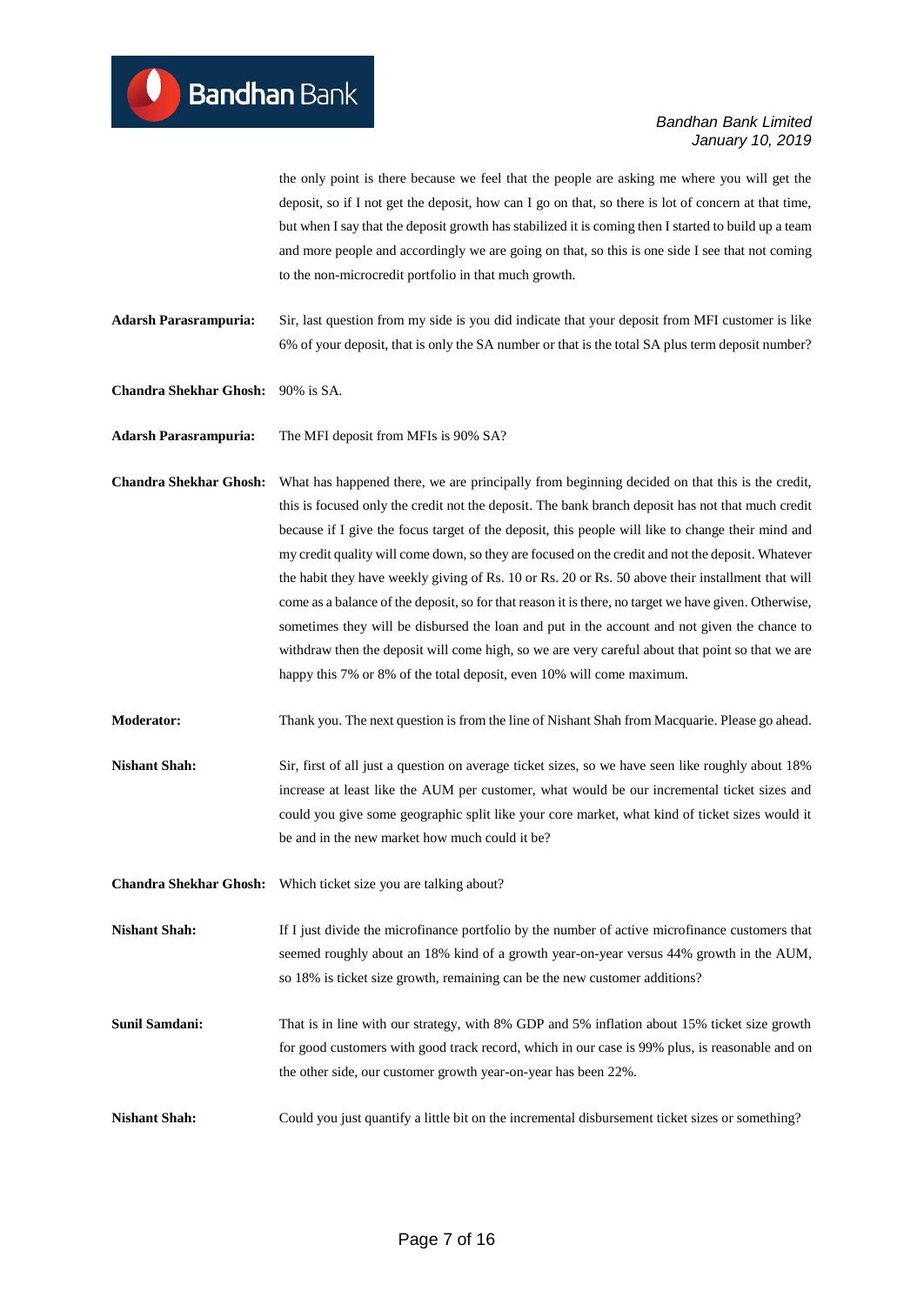the only point is there because we feel that the people are asking me where you will get the deposit, so if I not get the deposit, how can I go on that, so there is lot of concern at that time, but when I say that the deposit growth has stabilized it is coming then I started to build up a team and more people and accordingly we are going on that, so this is one side I see that not coming to the non-microcredit portfolio in that much growth.

**Adarsh Parasrampuria:** Sir, last question from my side is you did indicate that your deposit from MFI customer is like 6% of your deposit, that is only the SA number or that is the total SA plus term deposit number?

**Chandra Shekhar Ghosh:** 90% is SA.

**Adarsh Parasrampuria:** The MFI deposit from MFIs is 90% SA?

**Chandra Shekhar Ghosh:** What has happened there, we are principally from beginning decided on that this is the credit, this is focused only the credit not the deposit. The bank branch deposit has not that much credit because if I give the focus target of the deposit, this people will like to change their mind and my credit quality will come down, so they are focused on the credit and not the deposit. Whatever the habit they have weekly giving of Rs. 10 or Rs. 20 or Rs. 50 above their installment that will come as a balance of the deposit, so for that reason it is there, no target we have given. Otherwise, sometimes they will be disbursed the loan and put in the account and not given the chance to withdraw then the deposit will come high, so we are very careful about that point so that we are happy this 7% or 8% of the total deposit, even 10% will come maximum.

**Moderator:** Thank you. The next question is from the line of Nishant Shah from Macquarie. Please go ahead.

**Nishant Shah:** Sir, first of all just a question on average ticket sizes, so we have seen like roughly about 18% increase at least like the AUM per customer, what would be our incremental ticket sizes and could you give some geographic split like your core market, what kind of ticket sizes would it be and in the new market how much could it be?

**Chandra Shekhar Ghosh:** Which ticket size you are talking about?

**Nishant Shah:** If I just divide the microfinance portfolio by the number of active microfinance customers that seemed roughly about an 18% kind of a growth year-on-year versus 44% growth in the AUM, so 18% is ticket size growth, remaining can be the new customer additions?

**Sunil Samdani:** That is in line with our strategy, with 8% GDP and 5% inflation about 15% ticket size growth for good customers with good track record, which in our case is 99% plus, is reasonable and on the other side, our customer growth year-on-year has been 22%.

**Nishant Shah:** Could you just quantify a little bit on the incremental disbursement ticket sizes or something?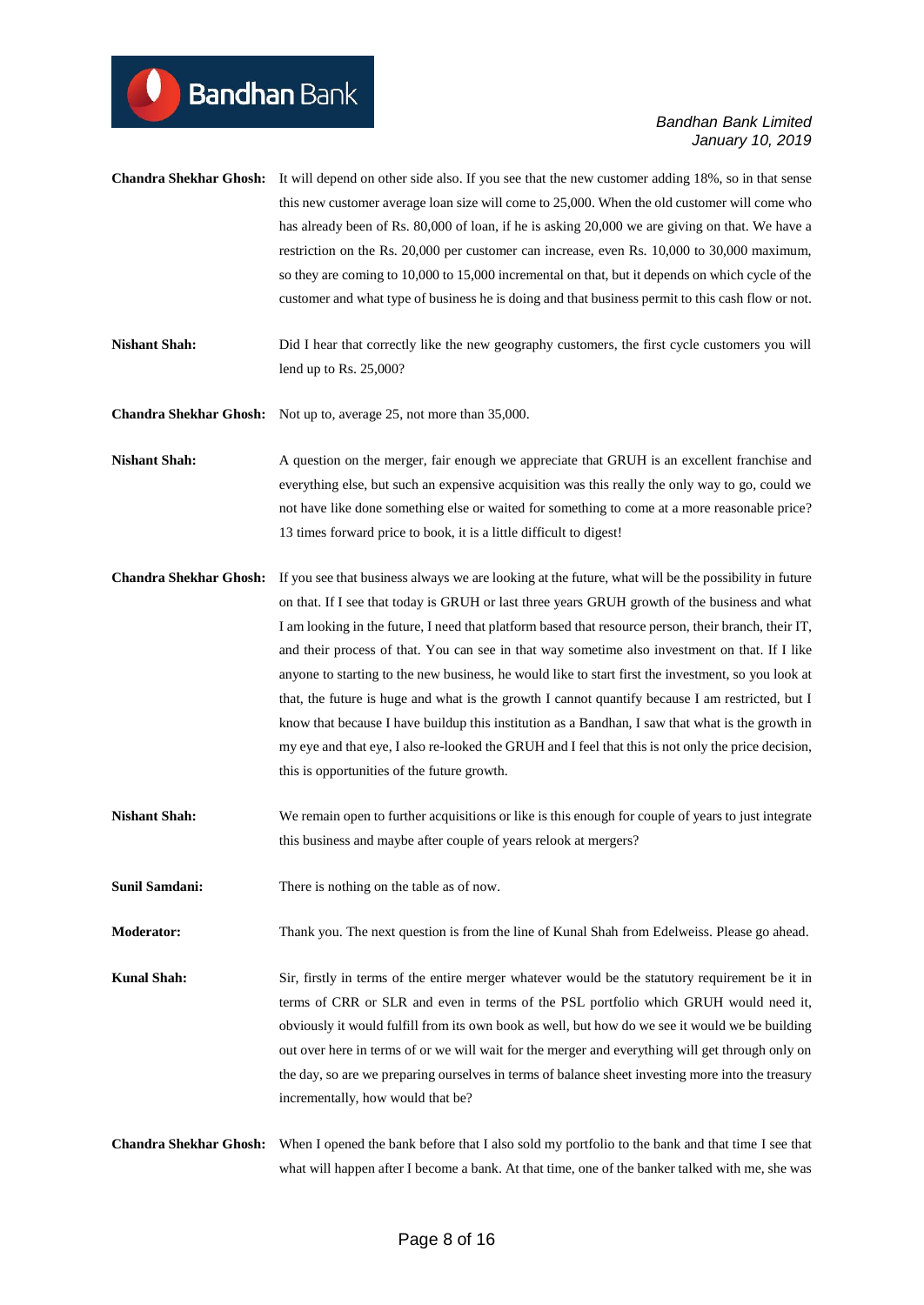**Chandra Shekhar Ghosh:** It will depend on other side also. If you see that the new customer adding 18%, so in that sense this new customer average loan size will come to 25,000. When the old customer will come who has already been of Rs. 80,000 of loan, if he is asking 20,000 we are giving on that. We have a restriction on the Rs. 20,000 per customer can increase, even Rs. 10,000 to 30,000 maximum, so they are coming to 10,000 to 15,000 incremental on that, but it depends on which cycle of the customer and what type of business he is doing and that business permit to this cash flow or not.

**Nishant Shah:** Did I hear that correctly like the new geography customers, the first cycle customers you will lend up to Rs. 25,000?

**Chandra Shekhar Ghosh:** Not up to, average 25, not more than 35,000.

**Nishant Shah:** A question on the merger, fair enough we appreciate that GRUH is an excellent franchise and everything else, but such an expensive acquisition was this really the only way to go, could we not have like done something else or waited for something to come at a more reasonable price? 13 times forward price to book, it is a little difficult to digest!

**Chandra Shekhar Ghosh:** If you see that business always we are looking at the future, what will be the possibility in future on that. If I see that today is GRUH or last three years GRUH growth of the business and what I am looking in the future, I need that platform based that resource person, their branch, their IT, and their process of that. You can see in that way sometime also investment on that. If I like anyone to starting to the new business, he would like to start first the investment, so you look at that, the future is huge and what is the growth I cannot quantify because I am restricted, but I know that because I have buildup this institution as a Bandhan, I saw that what is the growth in my eye and that eye, I also re-looked the GRUH and I feel that this is not only the price decision, this is opportunities of the future growth.

**Nishant Shah:** We remain open to further acquisitions or like is this enough for couple of years to just integrate this business and maybe after couple of years relook at mergers?

**Sunil Samdani:** There is nothing on the table as of now.

**Moderator:** Thank you. The next question is from the line of Kunal Shah from Edelweiss. Please go ahead.

**Kunal Shah:** Sir, firstly in terms of the entire merger whatever would be the statutory requirement be it in terms of CRR or SLR and even in terms of the PSL portfolio which GRUH would need it, obviously it would fulfill from its own book as well, but how do we see it would we be building out over here in terms of or we will wait for the merger and everything will get through only on the day, so are we preparing ourselves in terms of balance sheet investing more into the treasury incrementally, how would that be?

**Chandra Shekhar Ghosh:** When I opened the bank before that I also sold my portfolio to the bank and that time I see that what will happen after I become a bank. At that time, one of the banker talked with me, she was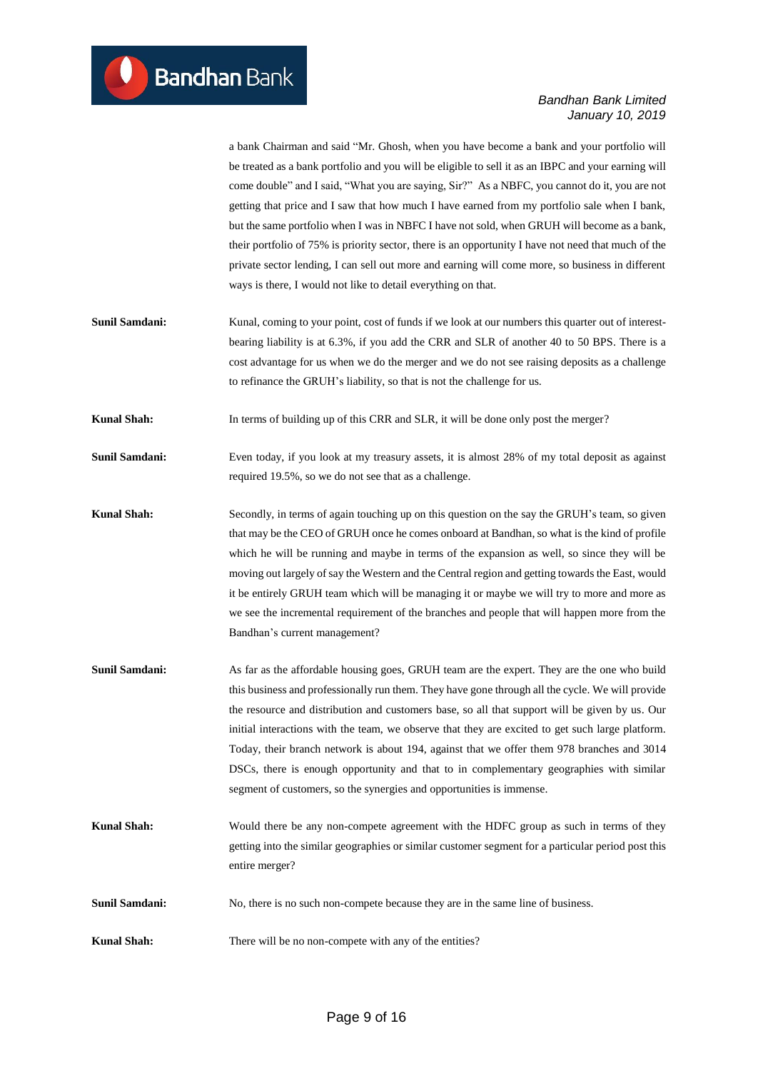a bank Chairman and said "Mr. Ghosh, when you have become a bank and your portfolio will be treated as a bank portfolio and you will be eligible to sell it as an IBPC and your earning will come double" and I said, "What you are saying, Sir?" As a NBFC, you cannot do it, you are not getting that price and I saw that how much I have earned from my portfolio sale when I bank, but the same portfolio when I was in NBFC I have not sold, when GRUH will become as a bank, their portfolio of 75% is priority sector, there is an opportunity I have not need that much of the private sector lending, I can sell out more and earning will come more, so business in different ways is there, I would not like to detail everything on that.

**Sunil Samdani:** Kunal, coming to your point, cost of funds if we look at our numbers this quarter out of interest-bearing liability is at 6.3%, if you add the CRR and SLR of another 40 to 50 BPS. There is a cost advantage for us when we do the merger and we do not see raising deposits as a challenge to refinance the GRUH's liability, so that is not the challenge for us.

**Kunal Shah:** In terms of building up of this CRR and SLR, it will be done only post the merger?

**Sunil Samdani:** Even today, if you look at my treasury assets, it is almost 28% of my total deposit as against required 19.5%, so we do not see that as a challenge.

**Kunal Shah:** Secondly, in terms of again touching up on this question on the say the GRUH's team, so given that may be the CEO of GRUH once he comes onboard at Bandhan, so what is the kind of profile which he will be running and maybe in terms of the expansion as well, so since they will be moving out largely of say the Western and the Central region and getting towards the East, would it be entirely GRUH team which will be managing it or maybe we will try to more and more as we see the incremental requirement of the branches and people that will happen more from the Bandhan's current management?

**Sunil Samdani:** As far as the affordable housing goes, GRUH team are the expert. They are the one who build this business and professionally run them. They have gone through all the cycle. We will provide the resource and distribution and customers base, so all that support will be given by us. Our initial interactions with the team, we observe that they are excited to get such large platform. Today, their branch network is about 194, against that we offer them 978 branches and 3014 DSCs, there is enough opportunity and that to in complementary geographies with similar segment of customers, so the synergies and opportunities is immense.

**Kunal Shah:** Would there be any non-compete agreement with the HDFC group as such in terms of they getting into the similar geographies or similar customer segment for a particular period post this entire merger?

**Sunil Samdani:** No, there is no such non-compete because they are in the same line of business.

**Kunal Shah:** There will be no non-compete with any of the entities?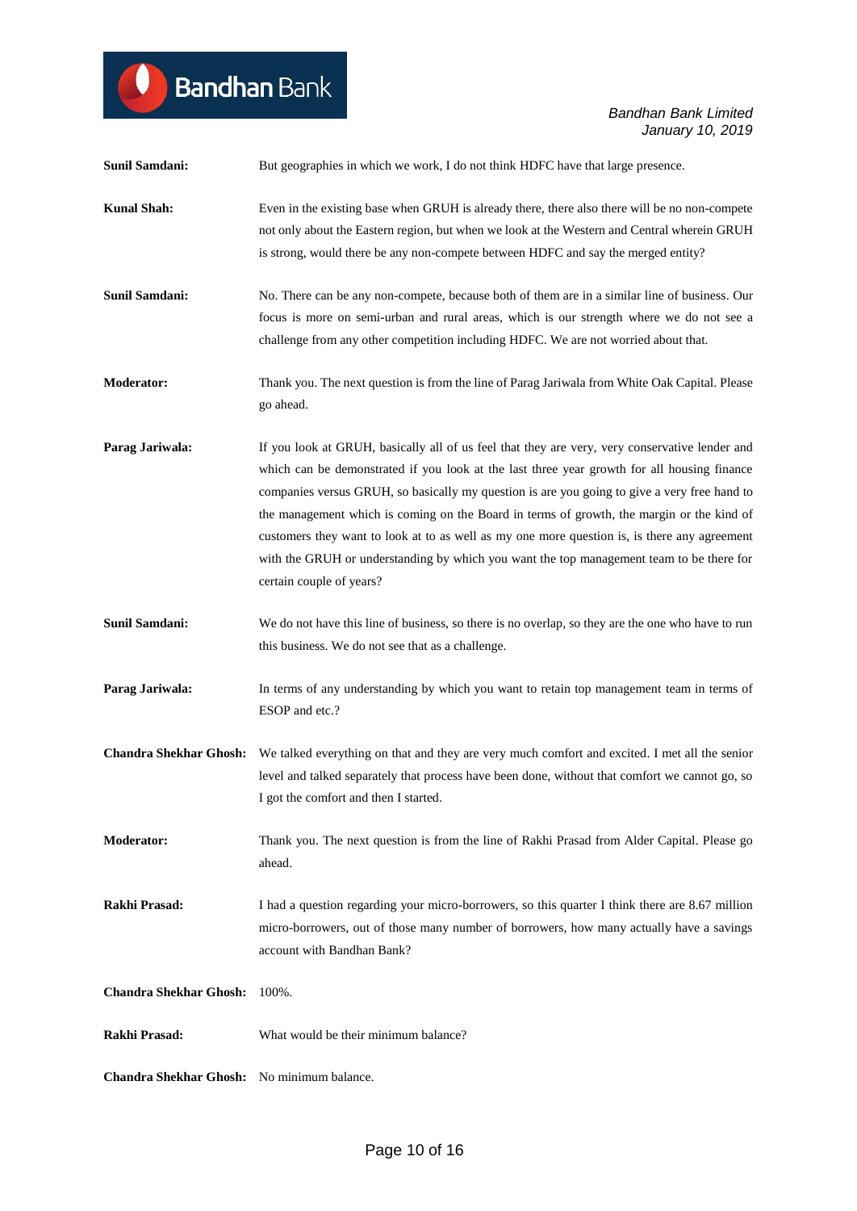**Sunil Samdani:** But geographies in which we work, I do not think HDFC have that large presence.

**Kunal Shah:** Even in the existing base when GRUH is already there, there also there will be no non-compete not only about the Eastern region, but when we look at the Western and Central wherein GRUH is strong, would there be any non-compete between HDFC and say the merged entity?

**Sunil Samdani:** No. There can be any non-compete, because both of them are in a similar line of business. Our focus is more on semi-urban and rural areas, which is our strength where we do not see a challenge from any other competition including HDFC. We are not worried about that.

**Moderator:** Thank you. The next question is from the line of Parag Jariwala from White Oak Capital. Please go ahead.

**Parag Jariwala:** If you look at GRUH, basically all of us feel that they are very, very conservative lender and which can be demonstrated if you look at the last three year growth for all housing finance companies versus GRUH, so basically my question is are you going to give a very free hand to the management which is coming on the Board in terms of growth, the margin or the kind of customers they want to look at to as well as my one more question is, is there any agreement with the GRUH or understanding by which you want the top management team to be there for certain couple of years?

**Sunil Samdani:** We do not have this line of business, so there is no overlap, so they are the one who have to run this business. We do not see that as a challenge.

**Parag Jariwala:** In terms of any understanding by which you want to retain top management team in terms of ESOP and etc.?

**Chandra Shekhar Ghosh:** We talked everything on that and they are very much comfort and excited. I met all the senior level and talked separately that process have been done, without that comfort we cannot go, so I got the comfort and then I started.

**Moderator:** Thank you. The next question is from the line of Rakhi Prasad from Alder Capital. Please go ahead.

**Rakhi Prasad:** I had a question regarding your micro-borrowers, so this quarter I think there are 8.67 million micro-borrowers, out of those many number of borrowers, how many actually have a savings account with Bandhan Bank?

**Chandra Shekhar Ghosh:** 100%.

**Rakhi Prasad:** What would be their minimum balance?

**Chandra Shekhar Ghosh:** No minimum balance.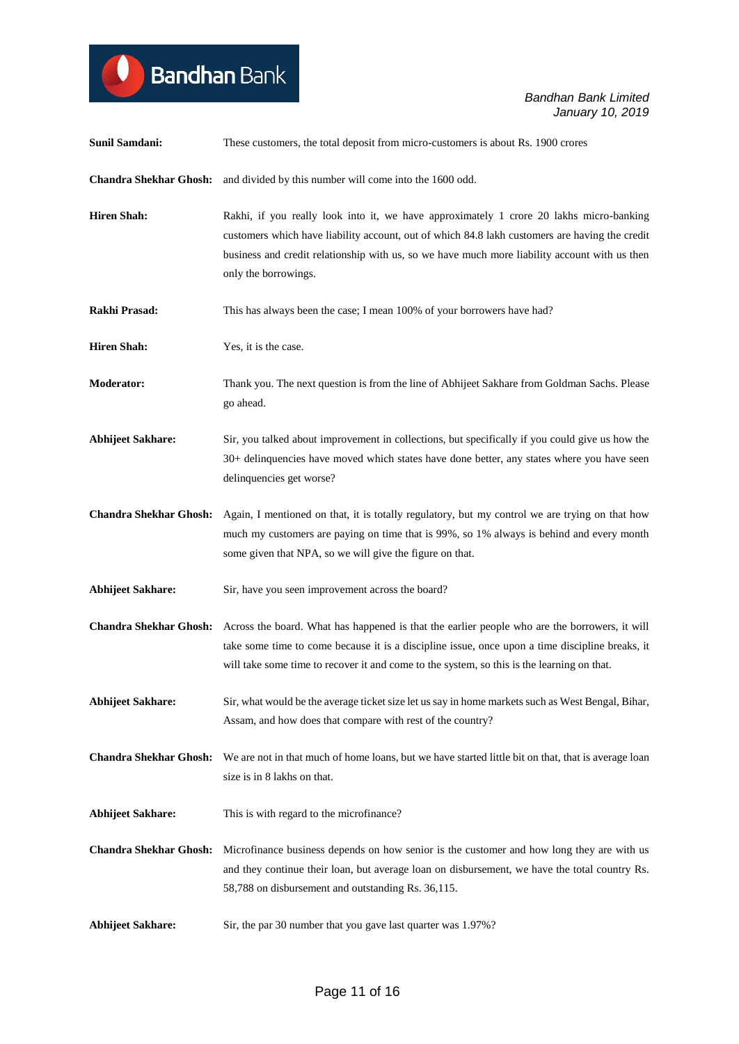**Sunil Samdani:** These customers, the total deposit from micro-customers is about Rs. 1900 crores

**Chandra Shekhar Ghosh:** and divided by this number will come into the 1600 odd.

**Hiren Shah:** Rakhi, if you really look into it, we have approximately 1 crore 20 lakhs micro-banking customers which have liability account, out of which 84.8 lakh customers are having the credit business and credit relationship with us, so we have much more liability account with us then only the borrowings.

**Rakhi Prasad:** This has always been the case; I mean 100% of your borrowers have had?

**Hiren Shah:** Yes, it is the case.

**Moderator:** Thank you. The next question is from the line of Abhijeet Sakhare from Goldman Sachs. Please go ahead.

**Abhijeet Sakhare:** Sir, you talked about improvement in collections, but specifically if you could give us how the 30+ delinquencies have moved which states have done better, any states where you have seen delinquencies get worse?

**Chandra Shekhar Ghosh:** Again, I mentioned on that, it is totally regulatory, but my control we are trying on that how much my customers are paying on time that is 99%, so 1% always is behind and every month some given that NPA, so we will give the figure on that.

**Abhijeet Sakhare:** Sir, have you seen improvement across the board?

**Chandra Shekhar Ghosh:** Across the board. What has happened is that the earlier people who are the borrowers, it will take some time to come because it is a discipline issue, once upon a time discipline breaks, it will take some time to recover it and come to the system, so this is the learning on that.

**Abhijeet Sakhare:** Sir, what would be the average ticket size let us say in home markets such as West Bengal, Bihar, Assam, and how does that compare with rest of the country?

**Chandra Shekhar Ghosh:** We are not in that much of home loans, but we have started little bit on that, that is average loan size is in 8 lakhs on that.

**Abhijeet Sakhare:** This is with regard to the microfinance?

**Chandra Shekhar Ghosh:** Microfinance business depends on how senior is the customer and how long they are with us and they continue their loan, but average loan on disbursement, we have the total country Rs. 58,788 on disbursement and outstanding Rs. 36,115.

**Abhijeet Sakhare:** Sir, the par 30 number that you gave last quarter was 1.97%?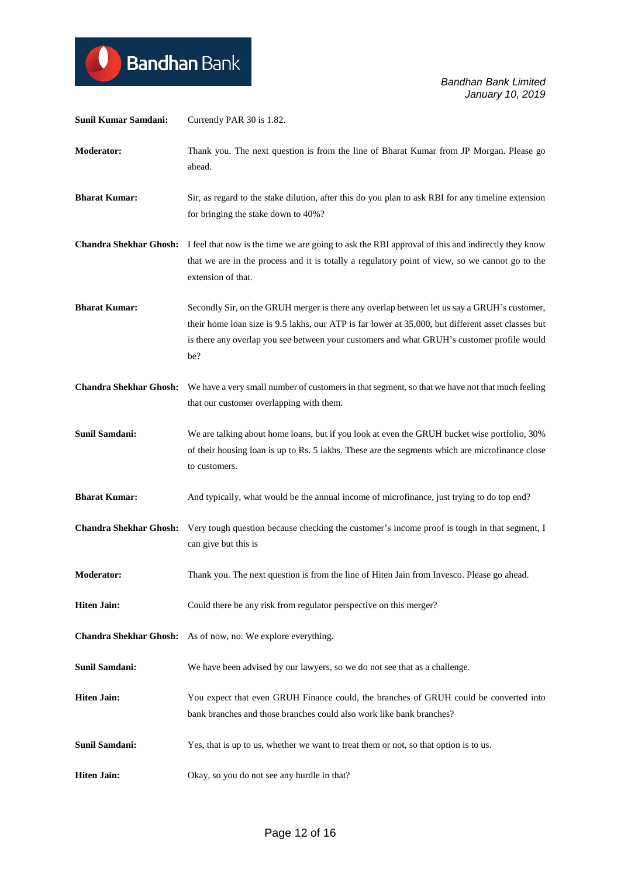**Sunil Kumar Samdani:** Currently PAR 30 is 1.82.

**Moderator:** Thank you. The next question is from the line of Bharat Kumar from JP Morgan. Please go ahead.

**Bharat Kumar:** Sir, as regard to the stake dilution, after this do you plan to ask RBI for any timeline extension for bringing the stake down to 40%?

**Chandra Shekhar Ghosh:** I feel that now is the time we are going to ask the RBI approval of this and indirectly they know that we are in the process and it is totally a regulatory point of view, so we cannot go to the extension of that.

**Bharat Kumar:** Secondly Sir, on the GRUH merger is there any overlap between let us say a GRUH's customer, their home loan size is 9.5 lakhs, our ATP is far lower at 35,000, but different asset classes but is there any overlap you see between your customers and what GRUH's customer profile would be?

**Chandra Shekhar Ghosh:** We have a very small number of customers in that segment, so that we have not that much feeling that our customer overlapping with them.

**Sunil Samdani:** We are talking about home loans, but if you look at even the GRUH bucket wise portfolio, 30% of their housing loan is up to Rs. 5 lakhs. These are the segments which are microfinance close to customers.

**Bharat Kumar:** And typically, what would be the annual income of microfinance, just trying to do top end?

**Chandra Shekhar Ghosh:** Very tough question because checking the customer's income proof is tough in that segment, I can give but this is

**Moderator:** Thank you. The next question is from the line of Hiten Jain from Invesco. Please go ahead.

**Hiten Jain:** Could there be any risk from regulator perspective on this merger?

**Chandra Shekhar Ghosh:** As of now, no. We explore everything.

**Sunil Samdani:** We have been advised by our lawyers, so we do not see that as a challenge.

**Hiten Jain:** You expect that even GRUH Finance could, the branches of GRUH could be converted into bank branches and those branches could also work like bank branches?

**Sunil Samdani:** Yes, that is up to us, whether we want to treat them or not, so that option is to us.

**Hiten Jain:** Okay, so you do not see any hurdle in that?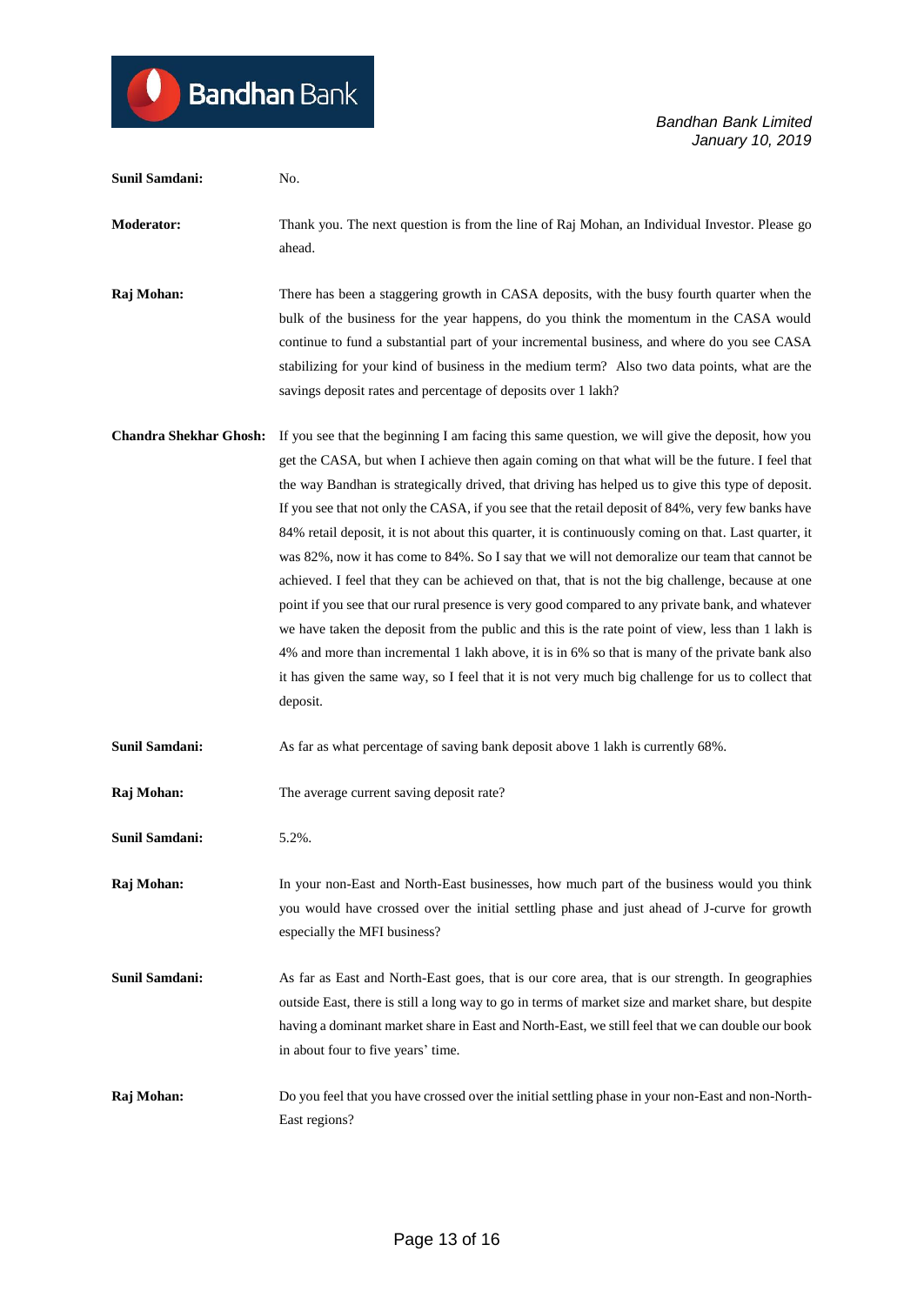**Sunil Samdani:** No.

**Moderator:** Thank you. The next question is from the line of Raj Mohan, an Individual Investor. Please go ahead.

**Raj Mohan:** There has been a staggering growth in CASA deposits, with the busy fourth quarter when the bulk of the business for the year happens, do you think the momentum in the CASA would continue to fund a substantial part of your incremental business, and where do you see CASA stabilizing for your kind of business in the medium term? Also two data points, what are the savings deposit rates and percentage of deposits over 1 lakh?

**Chandra Shekhar Ghosh:** If you see that the beginning I am facing this same question, we will give the deposit, how you get the CASA, but when I achieve then again coming on that what will be the future. I feel that the way Bandhan is strategically drived, that driving has helped us to give this type of deposit. If you see that not only the CASA, if you see that the retail deposit of 84%, very few banks have 84% retail deposit, it is not about this quarter, it is continuously coming on that. Last quarter, it was 82%, now it has come to 84%. So I say that we will not demoralize our team that cannot be achieved. I feel that they can be achieved on that, that is not the big challenge, because at one point if you see that our rural presence is very good compared to any private bank, and whatever we have taken the deposit from the public and this is the rate point of view, less than 1 lakh is 4% and more than incremental 1 lakh above, it is in 6% so that is many of the private bank also it has given the same way, so I feel that it is not very much big challenge for us to collect that deposit.

**Sunil Samdani:** As far as what percentage of saving bank deposit above 1 lakh is currently 68%.

**Raj Mohan:** The average current saving deposit rate?

**Sunil Samdani:** 5.2%.

**Raj Mohan:** In your non-East and North-East businesses, how much part of the business would you think you would have crossed over the initial settling phase and just ahead of J-curve for growth especially the MFI business?

**Sunil Samdani:** As far as East and North-East goes, that is our core area, that is our strength. In geographies outside East, there is still a long way to go in terms of market size and market share, but despite having a dominant market share in East and North-East, we still feel that we can double our book in about four to five years' time.

**Raj Mohan:** Do you feel that you have crossed over the initial settling phase in your non-East and non-North-East regions?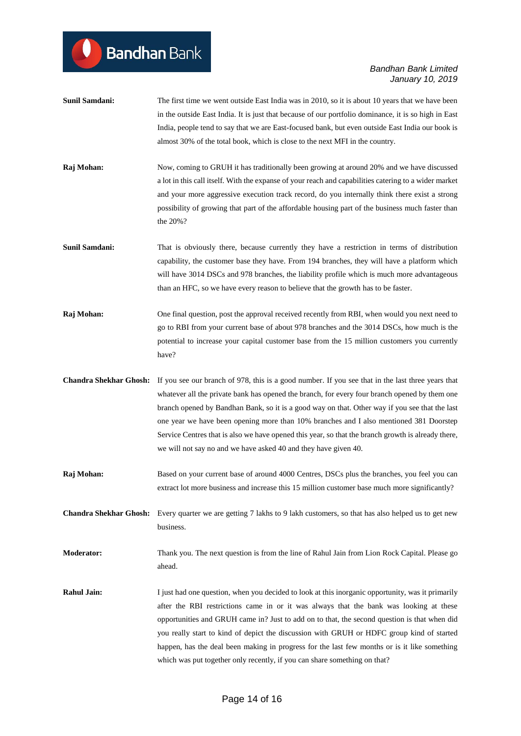**Sunil Samdani:** The first time we went outside East India was in 2010, so it is about 10 years that we have been in the outside East India. It is just that because of our portfolio dominance, it is so high in East India, people tend to say that we are East-focused bank, but even outside East India our book is almost 30% of the total book, which is close to the next MFI in the country.

**Raj Mohan:** Now, coming to GRUH it has traditionally been growing at around 20% and we have discussed a lot in this call itself. With the expanse of your reach and capabilities catering to a wider market and your more aggressive execution track record, do you internally think there exist a strong possibility of growing that part of the affordable housing part of the business much faster than the 20%?

**Sunil Samdani:** That is obviously there, because currently they have a restriction in terms of distribution capability, the customer base they have. From 194 branches, they will have a platform which will have 3014 DSCs and 978 branches, the liability profile which is much more advantageous than an HFC, so we have every reason to believe that the growth has to be faster.

**Raj Mohan:** One final question, post the approval received recently from RBI, when would you next need to go to RBI from your current base of about 978 branches and the 3014 DSCs, how much is the potential to increase your capital customer base from the 15 million customers you currently have?

**Chandra Shekhar Ghosh:** If you see our branch of 978, this is a good number. If you see that in the last three years that whatever all the private bank has opened the branch, for every four branch opened by them one branch opened by Bandhan Bank, so it is a good way on that. Other way if you see that the last one year we have been opening more than 10% branches and I also mentioned 381 Doorstep Service Centres that is also we have opened this year, so that the branch growth is already there, we will not say no and we have asked 40 and they have given 40.

**Raj Mohan:** Based on your current base of around 4000 Centres, DSCs plus the branches, you feel you can extract lot more business and increase this 15 million customer base much more significantly?

**Chandra Shekhar Ghosh:** Every quarter we are getting 7 lakhs to 9 lakh customers, so that has also helped us to get new business.

**Moderator:** Thank you. The next question is from the line of Rahul Jain from Lion Rock Capital. Please go ahead.

**Rahul Jain:** I just had one question, when you decided to look at this inorganic opportunity, was it primarily after the RBI restrictions came in or it was always that the bank was looking at these opportunities and GRUH came in? Just to add on to that, the second question is that when did you really start to kind of depict the discussion with GRUH or HDFC group kind of started happen, has the deal been making in progress for the last few months or is it like something which was put together only recently, if you can share something on that?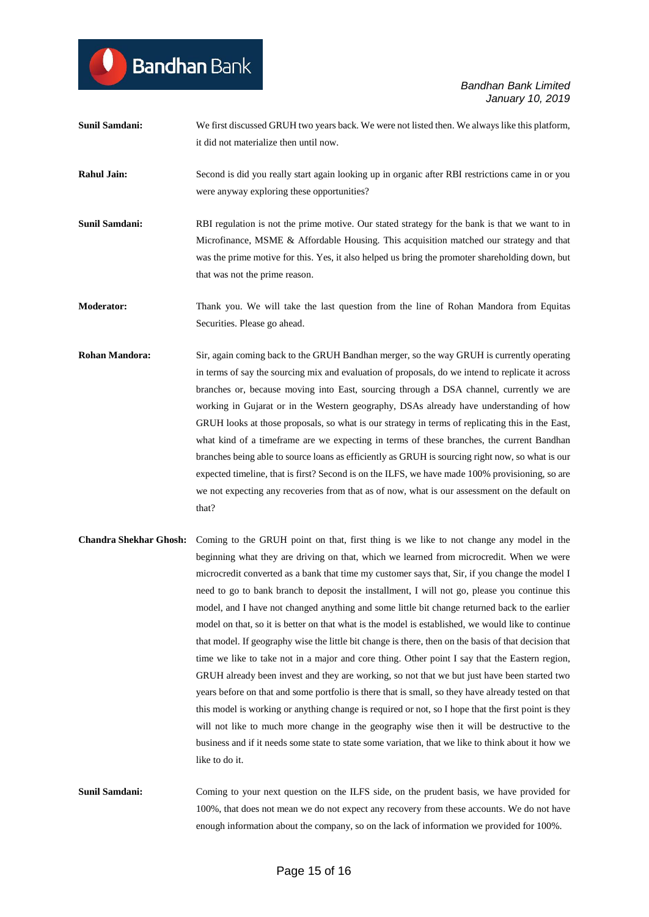**Sunil Samdani:** We first discussed GRUH two years back. We were not listed then. We always like this platform, it did not materialize then until now.

**Rahul Jain:** Second is did you really start again looking up in organic after RBI restrictions came in or you were anyway exploring these opportunities?

**Sunil Samdani:** RBI regulation is not the prime motive. Our stated strategy for the bank is that we want to in Microfinance, MSME & Affordable Housing. This acquisition matched our strategy and that was the prime motive for this. Yes, it also helped us bring the promoter shareholding down, but that was not the prime reason.

**Moderator:** Thank you. We will take the last question from the line of Rohan Mandora from Equitas Securities. Please go ahead.

**Rohan Mandora:** Sir, again coming back to the GRUH Bandhan merger, so the way GRUH is currently operating in terms of say the sourcing mix and evaluation of proposals, do we intend to replicate it across branches or, because moving into East, sourcing through a DSA channel, currently we are working in Gujarat or in the Western geography, DSAs already have understanding of how GRUH looks at those proposals, so what is our strategy in terms of replicating this in the East, what kind of a timeframe are we expecting in terms of these branches, the current Bandhan branches being able to source loans as efficiently as GRUH is sourcing right now, so what is our expected timeline, that is first? Second is on the ILFS, we have made 100% provisioning, so are we not expecting any recoveries from that as of now, what is our assessment on the default on that?

**Chandra Shekhar Ghosh:** Coming to the GRUH point on that, first thing is we like to not change any model in the beginning what they are driving on that, which we learned from microcredit. When we were microcredit converted as a bank that time my customer says that, Sir, if you change the model I need to go to bank branch to deposit the installment, I will not go, please you continue this model, and I have not changed anything and some little bit change returned back to the earlier model on that, so it is better on that what is the model is established, we would like to continue that model. If geography wise the little bit change is there, then on the basis of that decision that time we like to take not in a major and core thing. Other point I say that the Eastern region, GRUH already been invest and they are working, so not that we but just have been started two years before on that and some portfolio is there that is small, so they have already tested on that this model is working or anything change is required or not, so I hope that the first point is they will not like to much more change in the geography wise then it will be destructive to the business and if it needs some state to state some variation, that we like to think about it how we like to do it.

**Sunil Samdani:** Coming to your next question on the ILFS side, on the prudent basis, we have provided for 100%, that does not mean we do not expect any recovery from these accounts. We do not have enough information about the company, so on the lack of information we provided for 100%.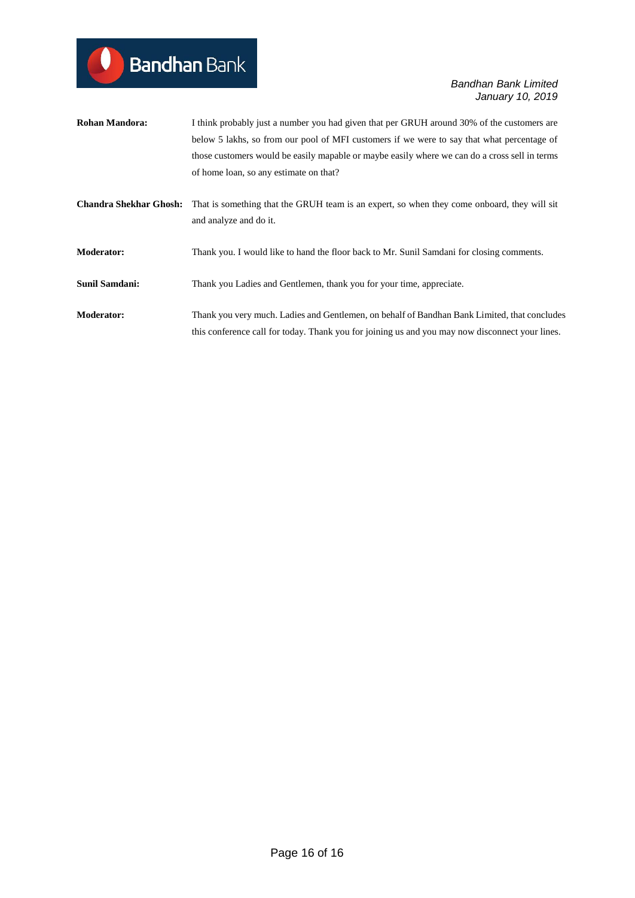**Rohan Mandora:** I think probably just a number you had given that per GRUH around 30% of the customers are below 5 lakhs, so from our pool of MFI customers if we were to say that what percentage of those customers would be easily mapable or maybe easily where we can do a cross sell in terms of home loan, so any estimate on that?

**Chandra Shekhar Ghosh:** That is something that the GRUH team is an expert, so when they come onboard, they will sit and analyze and do it.

**Moderator:** Thank you. I would like to hand the floor back to Mr. Sunil Samdani for closing comments.

**Sunil Samdani:** Thank you Ladies and Gentlemen, thank you for your time, appreciate.

**Moderator:** Thank you very much. Ladies and Gentlemen, on behalf of Bandhan Bank Limited, that concludes this conference call for today. Thank you for joining us and you may now disconnect your lines.